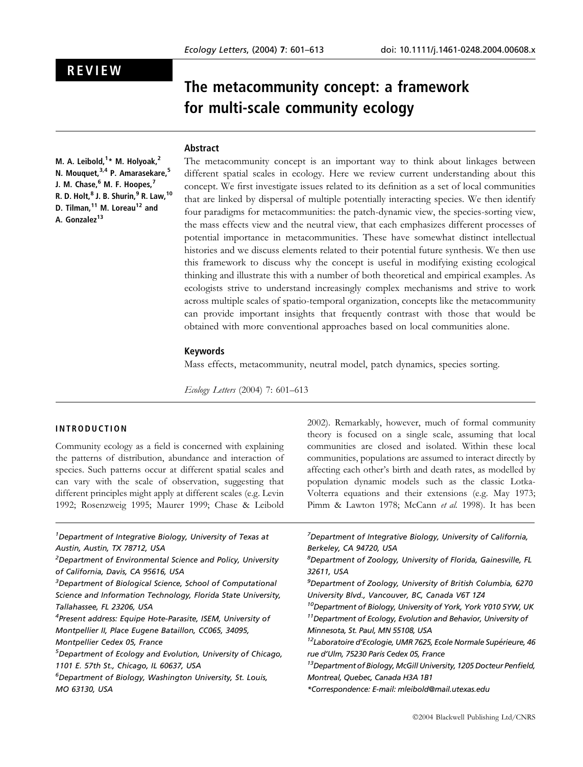REVIEW

# The metacommunity concept: a framework for multi-scale community ecology

M. A. Leibold,[1]* M. Holyoak,[2] N. Mouquet,[3,4] P. Amarasekare,[5] J. M. Chase,[6] M. F. Hoopes,[7] R. D. Holt,[8] J. B. Shurin,[9] R. Law,[10] D. Tilman,[11] M. Loreau[12] and A. Gonzalez[13]

## Abstract

The metacommunity concept is an important way to think about linkages between different spatial scales in ecology. Here we review current understanding about this concept. We first investigate issues related to its definition as a set of local communities that are linked by dispersal of multiple potentially interacting species. We then identify four paradigms for metacommunities: the patch-dynamic view, the species-sorting view, the mass effects view and the neutral view, that each emphasizes different processes of potential importance in metacommunities. These have somewhat distinct intellectual histories and we discuss elements related to their potential future synthesis. We then use this framework to discuss why the concept is useful in modifying existing ecological thinking and illustrate this with a number of both theoretical and empirical examples. As ecologists strive to understand increasingly complex mechanisms and strive to work across multiple scales of spatio-temporal organization, concepts like the metacommunity can provide important insights that frequently contrast with those that would be obtained with more conventional approaches based on local communities alone.

## Keywords

Mass effects, metacommunity, neutral model, patch dynamics, species sorting.

## INTRODUCTION

Community ecology as a field is concerned with explaining the patterns of distribution, abundance and interaction of species. Such patterns occur at different spatial scales and can vary with the scale of observation, suggesting that different principles might apply at different scales (e.g. Levin 1992; Rosenzweig 1995; Maurer 1999; Chase & Leibold 2002). Remarkably, however, much of formal community theory is focused on a single scale, assuming that local communities are closed and isolated. Within these local communities, populations are assumed to interact directly by affecting each other's birth and death rates, as modelled by population dynamic models such as the classic Lotka-Volterra equations and their extensions (e.g. May 1973; Pimm & Lawton 1978; McCann *et al.* 1998). It has been

[1]Department of Integrative Biology, University of Texas at Austin, Austin, TX 78712, USA

[2]Department of Environmental Science and Policy, University of California, Davis, CA 95616, USA

[3]Department of Biological Science, School of Computational Science and Information Technology, Florida State University, Tallahassee, FL 23206, USA

[4]Present address: Equipe Hote-Parasite, ISEM, University of Montpellier II, Place Eugene Bataillon, CC065, 34095, Montpellier Cedex 05, France

[5]Department of Ecology and Evolution, University of Chicago, 1101 E. 57th St., Chicago, IL 60637, USA

[6]Department of Biology, Washington University, St. Louis, MO 63130, USA

[7]Department of Integrative Biology, University of California, Berkeley, CA 94720, USA

[8]Department of Zoology, University of Florida, Gainesville, FL 32611, USA

[9]Department of Zoology, University of British Columbia, 6270 University Blvd., Vancouver, BC, Canada V6T 1Z4

[10]Department of Biology, University of York, York Y010 5YW, UK

[11]Department of Ecology, Evolution and Behavior, University of Minnesota, St. Paul, MN 55108, USA

[12]Laboratoire d'Ecologie, UMR 7625, Ecole Normale Supérieure, 46 rue d'Ulm, 75230 Paris Cedex 05, France

[13]Department of Biology, McGill University, 1205 Docteur Penfield, Montreal, Quebec, Canada H3A 1B1

*Correspondence: E-mail: mleibold@mail.utexas.edu

©2004 Blackwell Publishing Ltd/CNRS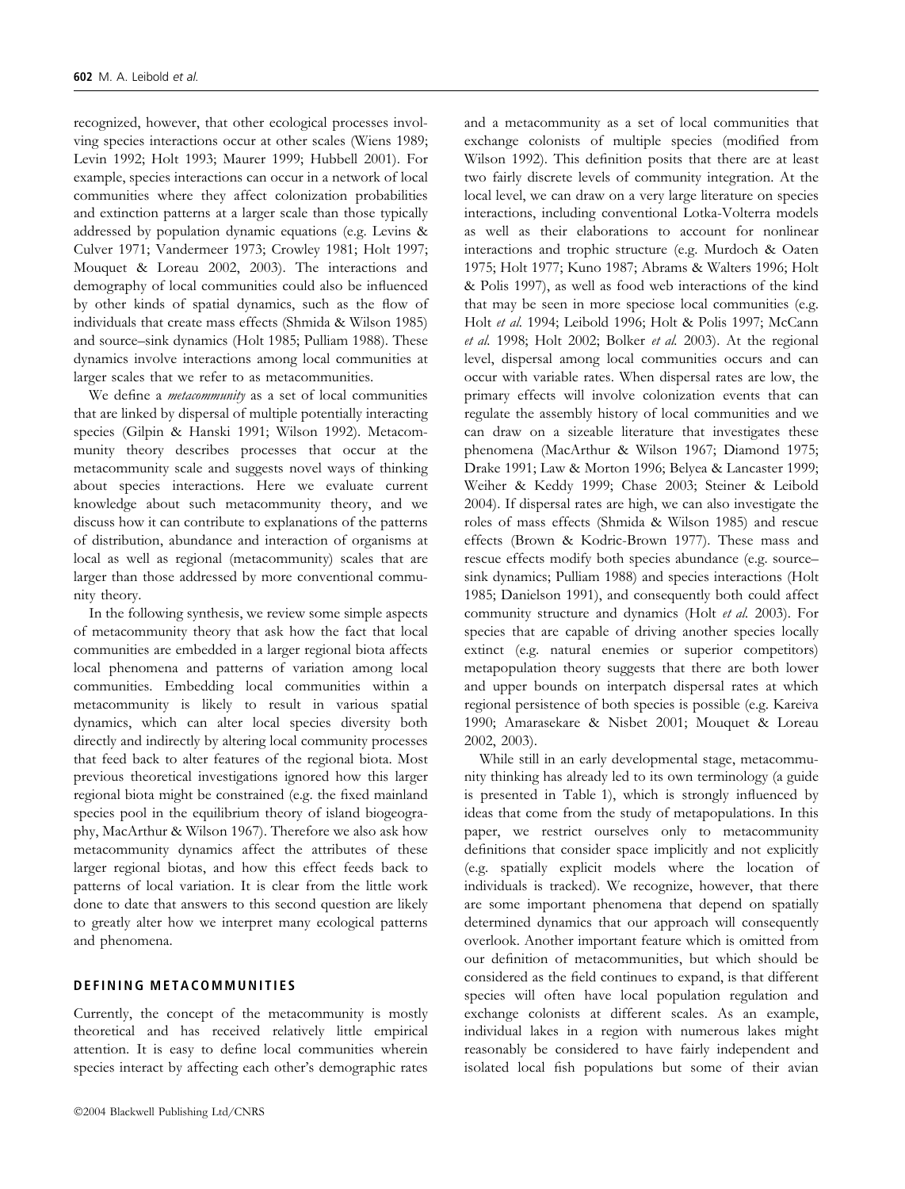recognized, however, that other ecological processes involving species interactions occur at other scales (Wiens 1989; Levin 1992; Holt 1993; Maurer 1999; Hubbell 2001). For example, species interactions can occur in a network of local communities where they affect colonization probabilities and extinction patterns at a larger scale than those typically addressed by population dynamic equations (e.g. Levins & Culver 1971; Vandermeer 1973; Crowley 1981; Holt 1997; Mouquet & Loreau 2002, 2003). The interactions and demography of local communities could also be influenced by other kinds of spatial dynamics, such as the flow of individuals that create mass effects (Shmida & Wilson 1985) and source–sink dynamics (Holt 1985; Pulliam 1988). These dynamics involve interactions among local communities at larger scales that we refer to as metacommunities.

We define a *metacommunity* as a set of local communities that are linked by dispersal of multiple potentially interacting species (Gilpin & Hanski 1991; Wilson 1992). Metacommunity theory describes processes that occur at the metacommunity scale and suggests novel ways of thinking about species interactions. Here we evaluate current knowledge about such metacommunity theory, and we discuss how it can contribute to explanations of the patterns of distribution, abundance and interaction of organisms at local as well as regional (metacommunity) scales that are larger than those addressed by more conventional community theory.

In the following synthesis, we review some simple aspects of metacommunity theory that ask how the fact that local communities are embedded in a larger regional biota affects local phenomena and patterns of variation among local communities. Embedding local communities within a metacommunity is likely to result in various spatial dynamics, which can alter local species diversity both directly and indirectly by altering local community processes that feed back to alter features of the regional biota. Most previous theoretical investigations ignored how this larger regional biota might be constrained (e.g. the fixed mainland species pool in the equilibrium theory of island biogeography, MacArthur & Wilson 1967). Therefore we also ask how metacommunity dynamics affect the attributes of these larger regional biotas, and how this effect feeds back to patterns of local variation. It is clear from the little work done to date that answers to this second question are likely to greatly alter how we interpret many ecological patterns and phenomena.

## DEFINING METACOMMUNITIES

Currently, the concept of the metacommunity is mostly theoretical and has received relatively little empirical attention. It is easy to define local communities wherein species interact by affecting each other's demographic rates and a metacommunity as a set of local communities that exchange colonists of multiple species (modified from Wilson 1992). This definition posits that there are at least two fairly discrete levels of community integration. At the local level, we can draw on a very large literature on species interactions, including conventional Lotka-Volterra models as well as their elaborations to account for nonlinear interactions and trophic structure (e.g. Murdoch & Oaten 1975; Holt 1977; Kuno 1987; Abrams & Walters 1996; Holt & Polis 1997), as well as food web interactions of the kind that may be seen in more speciose local communities (e.g. Holt *et al.* 1994; Leibold 1996; Holt & Polis 1997; McCann *et al.* 1998; Holt 2002; Bolker *et al.* 2003). At the regional level, dispersal among local communities occurs and can occur with variable rates. When dispersal rates are low, the primary effects will involve colonization events that can regulate the assembly history of local communities and we can draw on a sizeable literature that investigates these phenomena (MacArthur & Wilson 1967; Diamond 1975; Drake 1991; Law & Morton 1996; Belyea & Lancaster 1999; Weiher & Keddy 1999; Chase 2003; Steiner & Leibold 2004). If dispersal rates are high, we can also investigate the roles of mass effects (Shmida & Wilson 1985) and rescue effects (Brown & Kodric-Brown 1977). These mass and rescue effects modify both species abundance (e.g. source–sink dynamics; Pulliam 1988) and species interactions (Holt 1985; Danielson 1991), and consequently both could affect community structure and dynamics (Holt *et al.* 2003). For species that are capable of driving another species locally extinct (e.g. natural enemies or superior competitors) metapopulation theory suggests that there are both lower and upper bounds on interpatch dispersal rates at which regional persistence of both species is possible (e.g. Kareiva 1990; Amarasekare & Nisbet 2001; Mouquet & Loreau 2002, 2003).

While still in an early developmental stage, metacommunity thinking has already led to its own terminology (a guide is presented in Table 1), which is strongly influenced by ideas that come from the study of metapopulations. In this paper, we restrict ourselves only to metacommunity definitions that consider space implicitly and not explicitly (e.g. spatially explicit models where the location of individuals is tracked). We recognize, however, that there are some important phenomena that depend on spatially determined dynamics that our approach will consequently overlook. Another important feature which is omitted from our definition of metacommunities, but which should be considered as the field continues to expand, is that different species will often have local population regulation and exchange colonists at different scales. As an example, individual lakes in a region with numerous lakes might reasonably be considered to have fairly independent and isolated local fish populations but some of their avian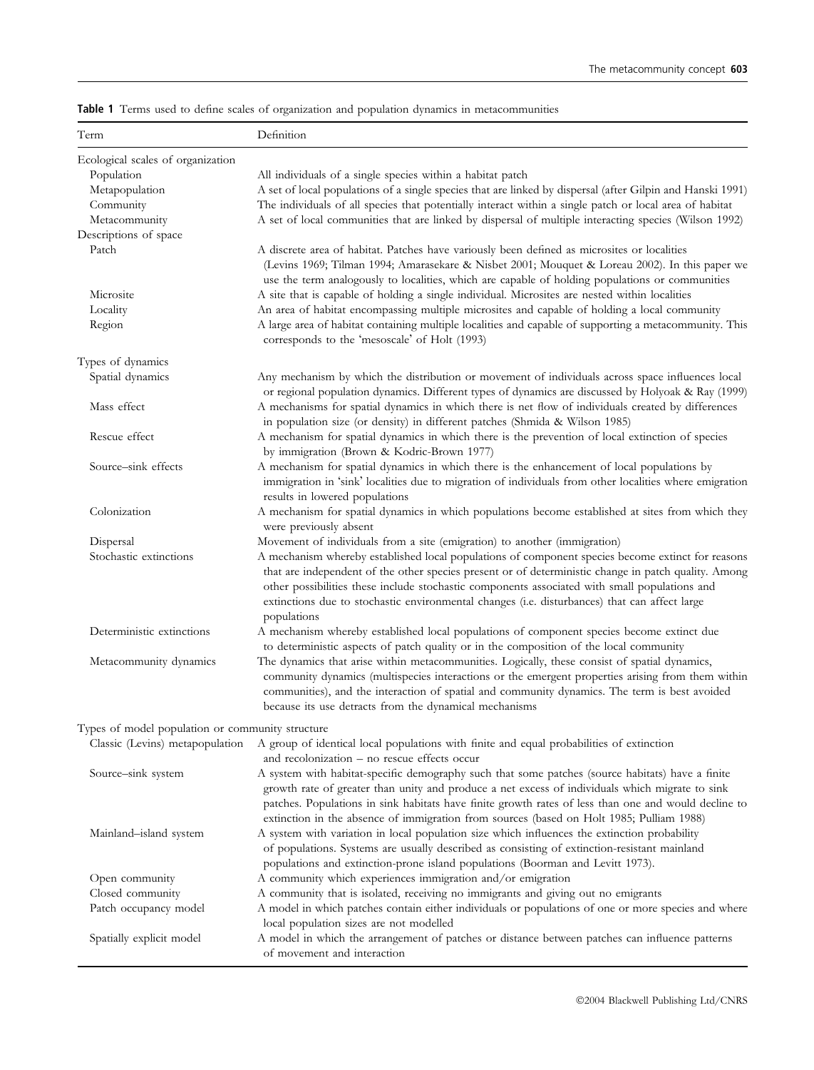**Table 1** Terms used to define scales of organization and population dynamics in metacommunities

| Term | Definition |
|---|---|
| Ecological scales of organization | |
| Population | All individuals of a single species within a habitat patch |
| Metapopulation | A set of local populations of a single species that are linked by dispersal (after Gilpin and Hanski 1991) |
| Community | The individuals of all species that potentially interact within a single patch or local area of habitat |
| Metacommunity | A set of local communities that are linked by dispersal of multiple interacting species (Wilson 1992) |
| Descriptions of space | |
| Patch | A discrete area of habitat. Patches have variously been defined as microsites or localities (Levins 1969; Tilman 1994; Amarasekare & Nisbet 2001; Mouquet & Loreau 2002). In this paper we use the term analogously to localities, which are capable of holding populations or communities |
| Microsite | A site that is capable of holding a single individual. Microsites are nested within localities |
| Locality | An area of habitat encompassing multiple microsites and capable of holding a local community |
| Region | A large area of habitat containing multiple localities and capable of supporting a metacommunity. This corresponds to the 'mesoscale' of Holt (1993) |
| Types of dynamics | |
| Spatial dynamics | Any mechanism by which the distribution or movement of individuals across space influences local or regional population dynamics. Different types of dynamics are discussed by Holyoak & Ray (1999) |
| Mass effect | A mechanisms for spatial dynamics in which there is net flow of individuals created by differences in population size (or density) in different patches (Shmida & Wilson 1985) |
| Rescue effect | A mechanism for spatial dynamics in which there is the prevention of local extinction of species by immigration (Brown & Kodric-Brown 1977) |
| Source–sink effects | A mechanism for spatial dynamics in which there is the enhancement of local populations by immigration in 'sink' localities due to migration of individuals from other localities where emigration results in lowered populations |
| Colonization | A mechanism for spatial dynamics in which populations become established at sites from which they were previously absent |
| Dispersal | Movement of individuals from a site (emigration) to another (immigration) |
| Stochastic extinctions | A mechanism whereby established local populations of component species become extinct for reasons that are independent of the other species present or of deterministic change in patch quality. Among other possibilities these include stochastic components associated with small populations and extinctions due to stochastic environmental changes (i.e. disturbances) that can affect large populations |
| Deterministic extinctions | A mechanism whereby established local populations of component species become extinct due to deterministic aspects of patch quality or in the composition of the local community |
| Metacommunity dynamics | The dynamics that arise within metacommunities. Logically, these consist of spatial dynamics, community dynamics (multispecies interactions or the emergent properties arising from them within communities), and the interaction of spatial and community dynamics. The term is best avoided because its use detracts from the dynamical mechanisms |
| Types of model population or community structure | |
| Classic (Levins) metapopulation | A group of identical local populations with finite and equal probabilities of extinction and recolonization – no rescue effects occur |
| Source–sink system | A system with habitat-specific demography such that some patches (source habitats) have a finite growth rate of greater than unity and produce a net excess of individuals which migrate to sink patches. Populations in sink habitats have finite growth rates of less than one and would decline to extinction in the absence of immigration from sources (based on Holt 1985; Pulliam 1988) |
| Mainland–island system | A system with variation in local population size which influences the extinction probability of populations. Systems are usually described as consisting of extinction-resistant mainland populations and extinction-prone island populations (Boorman and Levitt 1973). |
| Open community | A community which experiences immigration and/or emigration |
| Closed community | A community that is isolated, receiving no immigrants and giving out no emigrants |
| Patch occupancy model | A model in which patches contain either individuals or populations of one or more species and where local population sizes are not modelled |
| Spatially explicit model | A model in which the arrangement of patches or distance between patches can influence patterns of movement and interaction |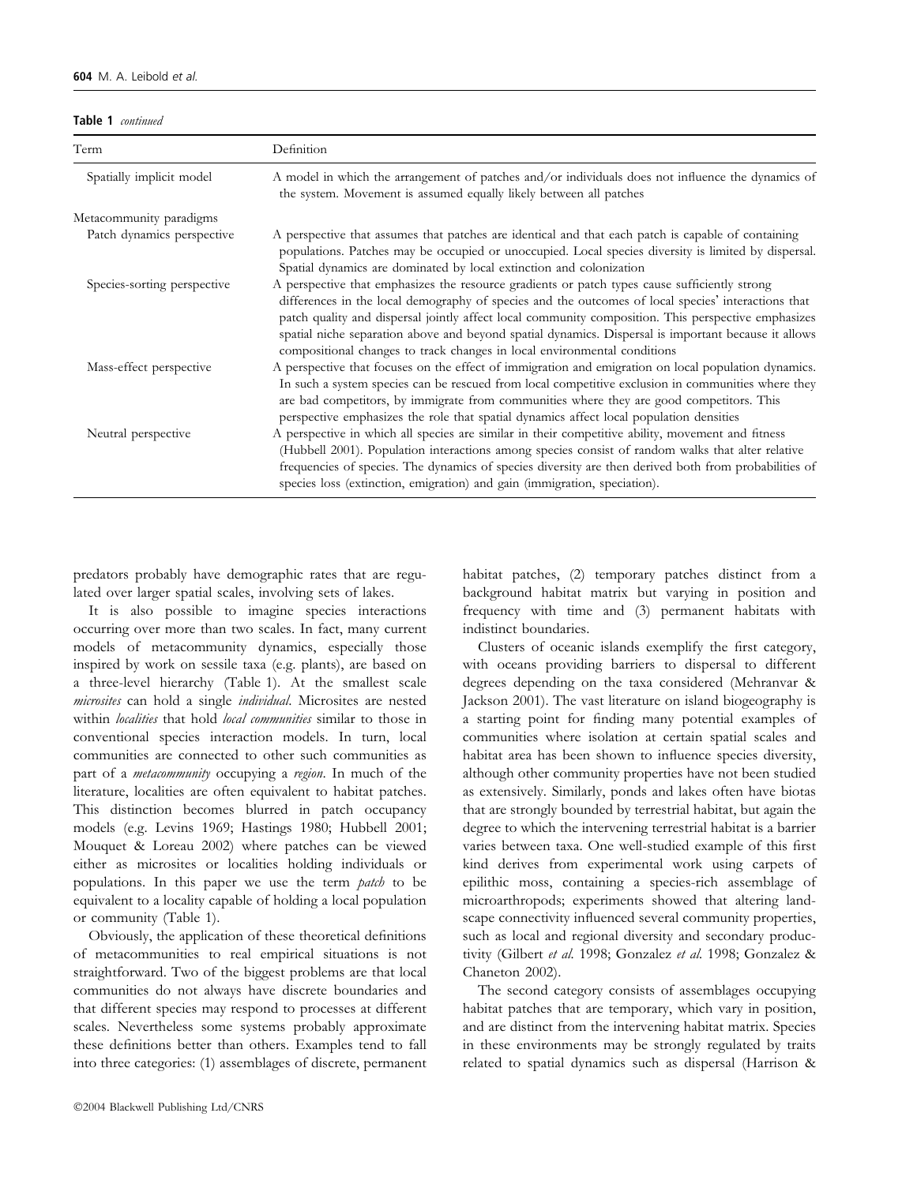**Table 1** *continued*

| Term | Definition |
| --- | --- |
| Spatially implicit model | A model in which the arrangement of patches and/or individuals does not influence the dynamics of the system. Movement is assumed equally likely between all patches |
| Metacommunity paradigms | |
| Patch dynamics perspective | A perspective that assumes that patches are identical and that each patch is capable of containing populations. Patches may be occupied or unoccupied. Local species diversity is limited by dispersal. Spatial dynamics are dominated by local extinction and colonization |
| Species-sorting perspective | A perspective that emphasizes the resource gradients or patch types cause sufficiently strong differences in the local demography of species and the outcomes of local species' interactions that patch quality and dispersal jointly affect local community composition. This perspective emphasizes spatial niche separation above and beyond spatial dynamics. Dispersal is important because it allows compositional changes to track changes in local environmental conditions |
| Mass-effect perspective | A perspective that focuses on the effect of immigration and emigration on local population dynamics. In such a system species can be rescued from local competitive exclusion in communities where they are bad competitors, by immigrate from communities where they are good competitors. This perspective emphasizes the role that spatial dynamics affect local population densities |
| Neutral perspective | A perspective in which all species are similar in their competitive ability, movement and fitness (Hubbell 2001). Population interactions among species consist of random walks that alter relative frequencies of species. The dynamics of species diversity are then derived both from probabilities of species loss (extinction, emigration) and gain (immigration, speciation). |

predators probably have demographic rates that are regulated over larger spatial scales, involving sets of lakes.

It is also possible to imagine species interactions occurring over more than two scales. In fact, many current models of metacommunity dynamics, especially those inspired by work on sessile taxa (e.g. plants), are based on a three-level hierarchy (Table 1). At the smallest scale *microsites* can hold a single *individual*. Microsites are nested within *localities* that hold *local communities* similar to those in conventional species interaction models. In turn, local communities are connected to other such communities as part of a *metacommunity* occupying a *region*. In much of the literature, localities are often equivalent to habitat patches. This distinction becomes blurred in patch occupancy models (e.g. Levins 1969; Hastings 1980; Hubbell 2001; Mouquet & Loreau 2002) where patches can be viewed either as microsites or localities holding individuals or populations. In this paper we use the term *patch* to be equivalent to a locality capable of holding a local population or community (Table 1).

Obviously, the application of these theoretical definitions of metacommunities to real empirical situations is not straightforward. Two of the biggest problems are that local communities do not always have discrete boundaries and that different species may respond to processes at different scales. Nevertheless some systems probably approximate these definitions better than others. Examples tend to fall into three categories: (1) assemblages of discrete, permanent habitat patches, (2) temporary patches distinct from a background habitat matrix but varying in position and frequency with time and (3) permanent habitats with indistinct boundaries.

Clusters of oceanic islands exemplify the first category, with oceans providing barriers to dispersal to different degrees depending on the taxa considered (Mehranvar & Jackson 2001). The vast literature on island biogeography is a starting point for finding many potential examples of communities where isolation at certain spatial scales and habitat area has been shown to influence species diversity, although other community properties have not been studied as extensively. Similarly, ponds and lakes often have biotas that are strongly bounded by terrestrial habitat, but again the degree to which the intervening terrestrial habitat is a barrier varies between taxa. One well-studied example of this first kind derives from experimental work using carpets of epilithic moss, containing a species-rich assemblage of microarthropods; experiments showed that altering landscape connectivity influenced several community properties, such as local and regional diversity and secondary productivity (Gilbert *et al.* 1998; Gonzalez *et al.* 1998; Gonzalez & Chaneton 2002).

The second category consists of assemblages occupying habitat patches that are temporary, which vary in position, and are distinct from the intervening habitat matrix. Species in these environments may be strongly regulated by traits related to spatial dynamics such as dispersal (Harrison &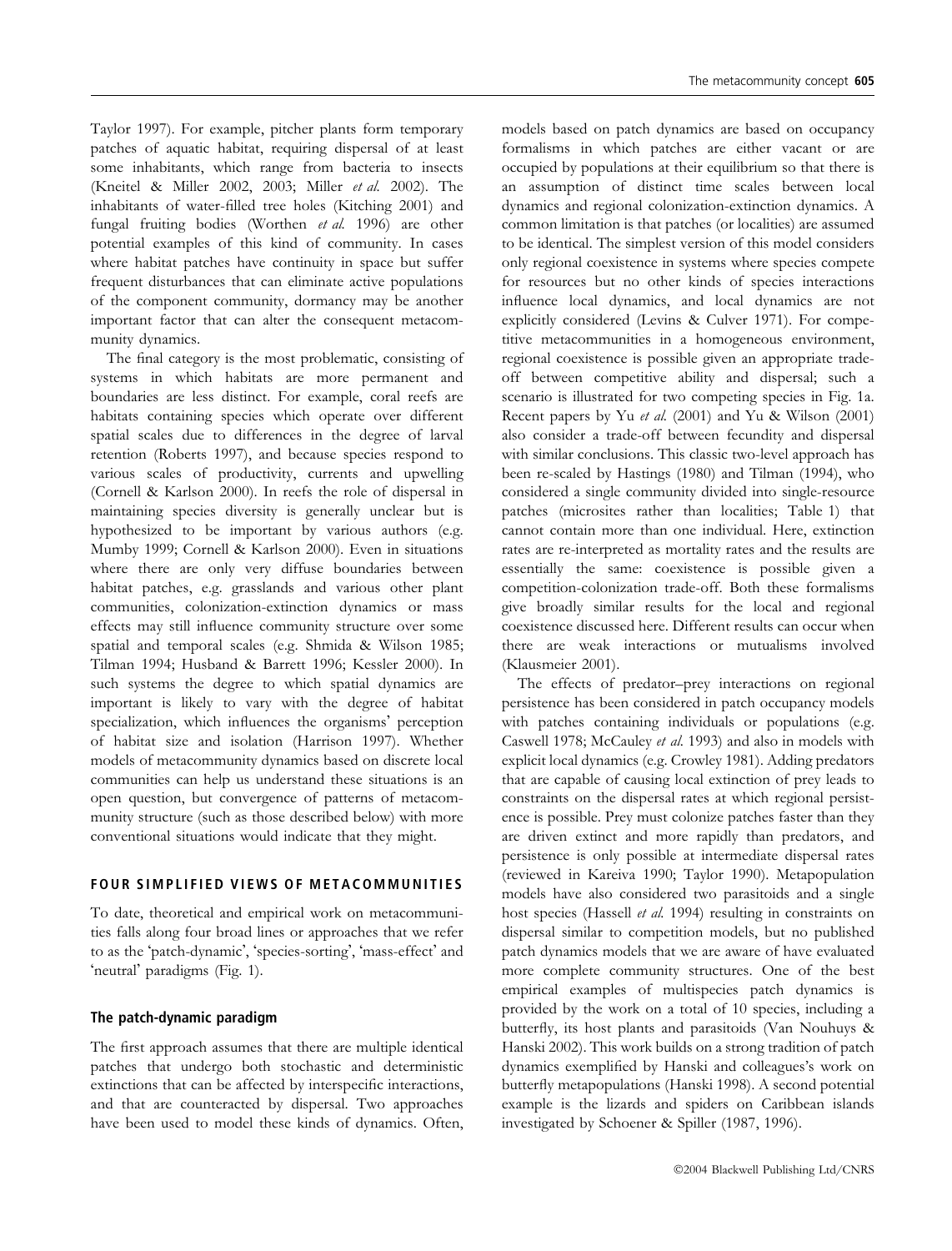Taylor 1997). For example, pitcher plants form temporary patches of aquatic habitat, requiring dispersal of at least some inhabitants, which range from bacteria to insects (Kneitel & Miller 2002, 2003; Miller *et al.* 2002). The inhabitants of water-filled tree holes (Kitching 2001) and fungal fruiting bodies (Worthen *et al.* 1996) are other potential examples of this kind of community. In cases where habitat patches have continuity in space but suffer frequent disturbances that can eliminate active populations of the component community, dormancy may be another important factor that can alter the consequent metacommunity dynamics.

The final category is the most problematic, consisting of systems in which habitats are more permanent and boundaries are less distinct. For example, coral reefs are habitats containing species which operate over different spatial scales due to differences in the degree of larval retention (Roberts 1997), and because species respond to various scales of productivity, currents and upwelling (Cornell & Karlson 2000). In reefs the role of dispersal in maintaining species diversity is generally unclear but is hypothesized to be important by various authors (e.g. Mumby 1999; Cornell & Karlson 2000). Even in situations where there are only very diffuse boundaries between habitat patches, e.g. grasslands and various other plant communities, colonization-extinction dynamics or mass effects may still influence community structure over some spatial and temporal scales (e.g. Shmida & Wilson 1985; Tilman 1994; Husband & Barrett 1996; Kessler 2000). In such systems the degree to which spatial dynamics are important is likely to vary with the degree of habitat specialization, which influences the organisms' perception of habitat size and isolation (Harrison 1997). Whether models of metacommunity dynamics based on discrete local communities can help us understand these situations is an open question, but convergence of patterns of metacommunity structure (such as those described below) with more conventional situations would indicate that they might.

## FOUR SIMPLIFIED VIEWS OF METACOMMUNITIES

To date, theoretical and empirical work on metacommunities falls along four broad lines or approaches that we refer to as the 'patch-dynamic', 'species-sorting', 'mass-effect' and 'neutral' paradigms (Fig. 1).

### The patch-dynamic paradigm

The first approach assumes that there are multiple identical patches that undergo both stochastic and deterministic extinctions that can be affected by interspecific interactions, and that are counteracted by dispersal. Two approaches have been used to model these kinds of dynamics. Often, models based on patch dynamics are based on occupancy formalisms in which patches are either vacant or are occupied by populations at their equilibrium so that there is an assumption of distinct time scales between local dynamics and regional colonization-extinction dynamics. A common limitation is that patches (or localities) are assumed to be identical. The simplest version of this model considers only regional coexistence in systems where species compete for resources but no other kinds of species interactions influence local dynamics, and local dynamics are not explicitly considered (Levins & Culver 1971). For competitive metacommunities in a homogeneous environment, regional coexistence is possible given an appropriate trade-off between competitive ability and dispersal; such a scenario is illustrated for two competing species in Fig. 1a. Recent papers by Yu *et al.* (2001) and Yu & Wilson (2001) also consider a trade-off between fecundity and dispersal with similar conclusions. This classic two-level approach has been re-scaled by Hastings (1980) and Tilman (1994), who considered a single community divided into single-resource patches (microsites rather than localities; Table 1) that cannot contain more than one individual. Here, extinction rates are re-interpreted as mortality rates and the results are essentially the same: coexistence is possible given a competition-colonization trade-off. Both these formalisms give broadly similar results for the local and regional coexistence discussed here. Different results can occur when there are weak interactions or mutualisms involved (Klausmeier 2001).

The effects of predator–prey interactions on regional persistence has been considered in patch occupancy models with patches containing individuals or populations (e.g. Caswell 1978; McCauley *et al.* 1993) and also in models with explicit local dynamics (e.g. Crowley 1981). Adding predators that are capable of causing local extinction of prey leads to constraints on the dispersal rates at which regional persistence is possible. Prey must colonize patches faster than they are driven extinct and more rapidly than predators, and persistence is only possible at intermediate dispersal rates (reviewed in Kareiva 1990; Taylor 1990). Metapopulation models have also considered two parasitoids and a single host species (Hassell *et al.* 1994) resulting in constraints on dispersal similar to competition models, but no published patch dynamics models that we are aware of have evaluated more complete community structures. One of the best empirical examples of multispecies patch dynamics is provided by the work on a total of 10 species, including a butterfly, its host plants and parasitoids (Van Nouhuys & Hanski 2002). This work builds on a strong tradition of patch dynamics exemplified by Hanski and colleagues's work on butterfly metapopulations (Hanski 1998). A second potential example is the lizards and spiders on Caribbean islands investigated by Schoener & Spiller (1987, 1996).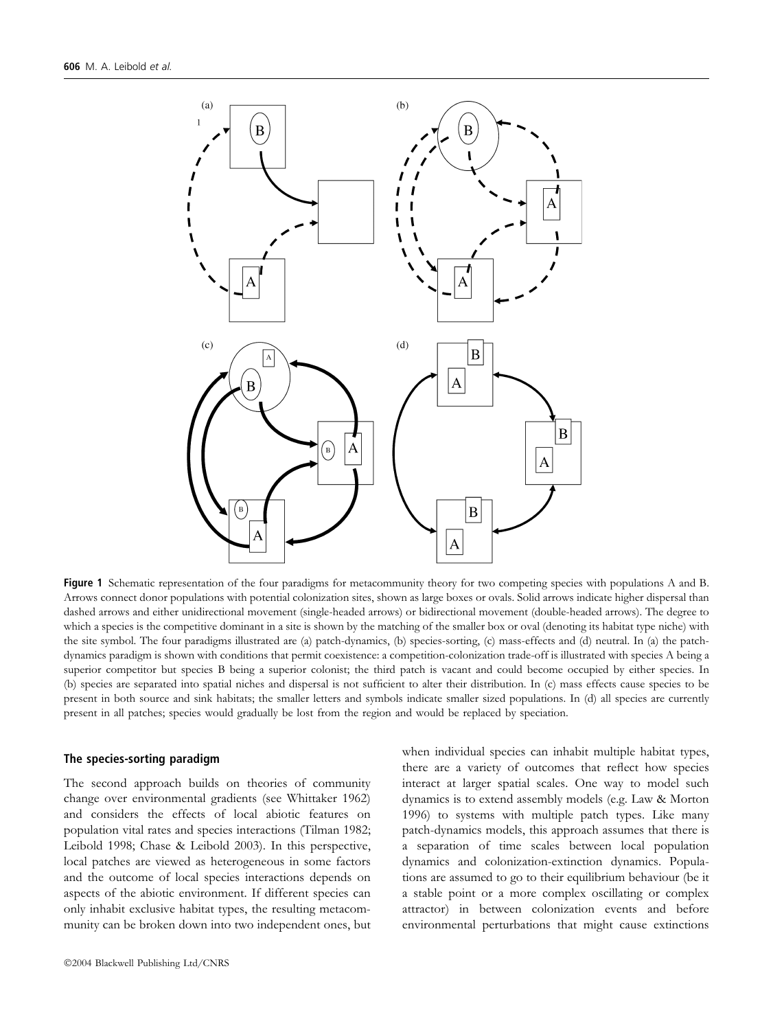(a)

B

A

(b)

B

A

A

(c)

A

B

B

A

B

A

(d)

B

A

B

A

B

A

**Figure 1** Schematic representation of the four paradigms for metacommunity theory for two competing species with populations A and B. Arrows connect donor populations with potential colonization sites, shown as large boxes or ovals. Solid arrows indicate higher dispersal than dashed arrows and either unidirectional movement (single-headed arrows) or bidirectional movement (double-headed arrows). The degree to which a species is the competitive dominant in a site is shown by the matching of the smaller box or oval (denoting its habitat type niche) with the site symbol. The four paradigms illustrated are (a) patch-dynamics, (b) species-sorting, (c) mass-effects and (d) neutral. In (a) the patch-dynamics paradigm is shown with conditions that permit coexistence: a competition-colonization trade-off is illustrated with species A being a superior competitor but species B being a superior colonist; the third patch is vacant and could become occupied by either species. In (b) species are separated into spatial niches and dispersal is not sufficient to alter their distribution. In (c) mass effects cause species to be present in both source and sink habitats; the smaller letters and symbols indicate smaller sized populations. In (d) all species are currently present in all patches; species would gradually be lost from the region and would be replaced by speciation.

### The species-sorting paradigm

The second approach builds on theories of community change over environmental gradients (see Whittaker 1962) and considers the effects of local abiotic features on population vital rates and species interactions (Tilman 1982; Leibold 1998; Chase & Leibold 2003). In this perspective, local patches are viewed as heterogeneous in some factors and the outcome of local species interactions depends on aspects of the abiotic environment. If different species can only inhabit exclusive habitat types, the resulting metacommunity can be broken down into two independent ones, but when individual species can inhabit multiple habitat types, there are a variety of outcomes that reflect how species interact at larger spatial scales. One way to model such dynamics is to extend assembly models (e.g. Law & Morton 1996) to systems with multiple patch types. Like many patch-dynamics models, this approach assumes that there is a separation of time scales between local population dynamics and colonization-extinction dynamics. Populations are assumed to go to their equilibrium behaviour (be it a stable point or a more complex oscillating or complex attractor) in between colonization events and before environmental perturbations that might cause extinctions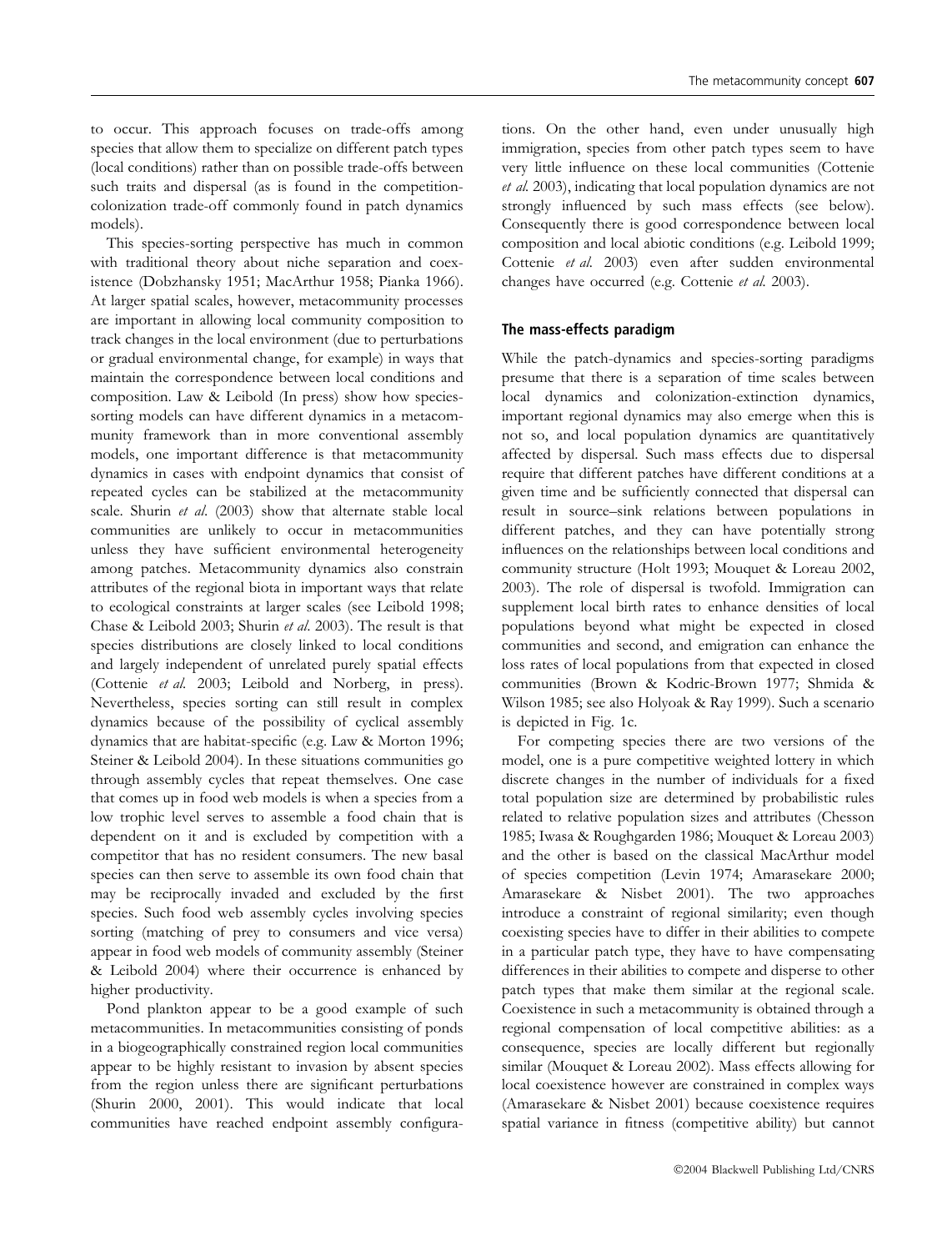to occur. This approach focuses on trade-offs among species that allow them to specialize on different patch types (local conditions) rather than on possible trade-offs between such traits and dispersal (as is found in the competition-colonization trade-off commonly found in patch dynamics models).

This species-sorting perspective has much in common with traditional theory about niche separation and coexistence (Dobzhansky 1951; MacArthur 1958; Pianka 1966). At larger spatial scales, however, metacommunity processes are important in allowing local community composition to track changes in the local environment (due to perturbations or gradual environmental change, for example) in ways that maintain the correspondence between local conditions and composition. Law & Leibold (In press) show how species-sorting models can have different dynamics in a metacommunity framework than in more conventional assembly models, one important difference is that metacommunity dynamics in cases with endpoint dynamics that consist of repeated cycles can be stabilized at the metacommunity scale. Shurin *et al.* (2003) show that alternate stable local communities are unlikely to occur in metacommunities unless they have sufficient environmental heterogeneity among patches. Metacommunity dynamics also constrain attributes of the regional biota in important ways that relate to ecological constraints at larger scales (see Leibold 1998; Chase & Leibold 2003; Shurin *et al.* 2003). The result is that species distributions are closely linked to local conditions and largely independent of unrelated purely spatial effects (Cottenie *et al.* 2003; Leibold and Norberg, in press). Nevertheless, species sorting can still result in complex dynamics because of the possibility of cyclical assembly dynamics that are habitat-specific (e.g. Law & Morton 1996; Steiner & Leibold 2004). In these situations communities go through assembly cycles that repeat themselves. One case that comes up in food web models is when a species from a low trophic level serves to assemble a food chain that is dependent on it and is excluded by competition with a competitor that has no resident consumers. The new basal species can then serve to assemble its own food chain that may be reciprocally invaded and excluded by the first species. Such food web assembly cycles involving species sorting (matching of prey to consumers and vice versa) appear in food web models of community assembly (Steiner & Leibold 2004) where their occurrence is enhanced by higher productivity.

Pond plankton appear to be a good example of such metacommunities. In metacommunities consisting of ponds in a biogeographically constrained region local communities appear to be highly resistant to invasion by absent species from the region unless there are significant perturbations (Shurin 2000, 2001). This would indicate that local communities have reached endpoint assembly configurations. On the other hand, even under unusually high immigration, species from other patch types seem to have very little influence on these local communities (Cottenie *et al.* 2003), indicating that local population dynamics are not strongly influenced by such mass effects (see below). Consequently there is good correspondence between local composition and local abiotic conditions (e.g. Leibold 1999; Cottenie *et al.* 2003) even after sudden environmental changes have occurred (e.g. Cottenie *et al.* 2003).

### The mass-effects paradigm

While the patch-dynamics and species-sorting paradigms presume that there is a separation of time scales between local dynamics and colonization-extinction dynamics, important regional dynamics may also emerge when this is not so, and local population dynamics are quantitatively affected by dispersal. Such mass effects due to dispersal require that different patches have different conditions at a given time and be sufficiently connected that dispersal can result in source–sink relations between populations in different patches, and they can have potentially strong influences on the relationships between local conditions and community structure (Holt 1993; Mouquet & Loreau 2002, 2003). The role of dispersal is twofold. Immigration can supplement local birth rates to enhance densities of local populations beyond what might be expected in closed communities and second, and emigration can enhance the loss rates of local populations from that expected in closed communities (Brown & Kodric-Brown 1977; Shmida & Wilson 1985; see also Holyoak & Ray 1999). Such a scenario is depicted in Fig. 1c.

For competing species there are two versions of the model, one is a pure competitive weighted lottery in which discrete changes in the number of individuals for a fixed total population size are determined by probabilistic rules related to relative population sizes and attributes (Chesson 1985; Iwasa & Roughgarden 1986; Mouquet & Loreau 2003) and the other is based on the classical MacArthur model of species competition (Levin 1974; Amarasekare 2000; Amarasekare & Nisbet 2001). The two approaches introduce a constraint of regional similarity; even though coexisting species have to differ in their abilities to compete in a particular patch type, they have to have compensating differences in their abilities to compete and disperse to other patch types that make them similar at the regional scale. Coexistence in such a metacommunity is obtained through a regional compensation of local competitive abilities: as a consequence, species are locally different but regionally similar (Mouquet & Loreau 2002). Mass effects allowing for local coexistence however are constrained in complex ways (Amarasekare & Nisbet 2001) because coexistence requires spatial variance in fitness (competitive ability) but cannot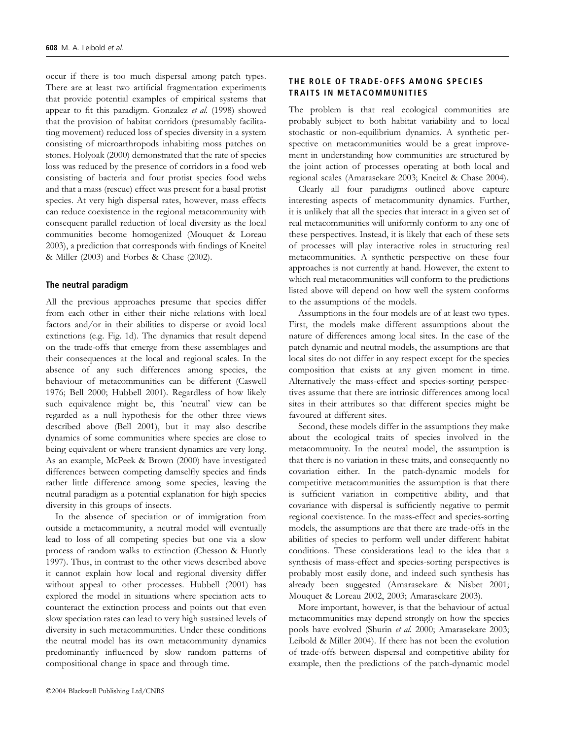occur if there is too much dispersal among patch types. There are at least two artificial fragmentation experiments that provide potential examples of empirical systems that appear to fit this paradigm. Gonzalez *et al.* (1998) showed that the provision of habitat corridors (presumably facilitating movement) reduced loss of species diversity in a system consisting of microarthropods inhabiting moss patches on stones. Holyoak (2000) demonstrated that the rate of species loss was reduced by the presence of corridors in a food web consisting of bacteria and four protist species food webs and that a mass (rescue) effect was present for a basal protist species. At very high dispersal rates, however, mass effects can reduce coexistence in the regional metacommunity with consequent parallel reduction of local diversity as the local communities become homogenized (Mouquet & Loreau 2003), a prediction that corresponds with findings of Kneitel & Miller (2003) and Forbes & Chase (2002).

### The neutral paradigm

All the previous approaches presume that species differ from each other in either their niche relations with local factors and/or in their abilities to disperse or avoid local extinctions (e.g. Fig. 1d). The dynamics that result depend on the trade-offs that emerge from these assemblages and their consequences at the local and regional scales. In the absence of any such differences among species, the behaviour of metacommunities can be different (Caswell 1976; Bell 2000; Hubbell 2001). Regardless of how likely such equivalence might be, this 'neutral' view can be regarded as a null hypothesis for the other three views described above (Bell 2001), but it may also describe dynamics of some communities where species are close to being equivalent or where transient dynamics are very long. As an example, McPeek & Brown (2000) have investigated differences between competing damselfly species and finds rather little difference among some species, leaving the neutral paradigm as a potential explanation for high species diversity in this groups of insects.

In the absence of speciation or of immigration from outside a metacommunity, a neutral model will eventually lead to loss of all competing species but one via a slow process of random walks to extinction (Chesson & Huntly 1997). Thus, in contrast to the other views described above it cannot explain how local and regional diversity differ without appeal to other processes. Hubbell (2001) has explored the model in situations where speciation acts to counteract the extinction process and points out that even slow speciation rates can lead to very high sustained levels of diversity in such metacommunities. Under these conditions the neutral model has its own metacommunity dynamics predominantly influenced by slow random patterns of compositional change in space and through time.

## THE ROLE OF TRADE-OFFS AMONG SPECIES TRAITS IN METACOMMUNITIES

The problem is that real ecological communities are probably subject to both habitat variability and to local stochastic or non-equilibrium dynamics. A synthetic perspective on metacommunities would be a great improvement in understanding how communities are structured by the joint action of processes operating at both local and regional scales (Amarasekare 2003; Kneitel & Chase 2004).

Clearly all four paradigms outlined above capture interesting aspects of metacommunity dynamics. Further, it is unlikely that all the species that interact in a given set of real metacommunities will uniformly conform to any one of these perspectives. Instead, it is likely that each of these sets of processes will play interactive roles in structuring real metacommunities. A synthetic perspective on these four approaches is not currently at hand. However, the extent to which real metacommunities will conform to the predictions listed above will depend on how well the system conforms to the assumptions of the models.

Assumptions in the four models are of at least two types. First, the models make different assumptions about the nature of differences among local sites. In the case of the patch dynamic and neutral models, the assumptions are that local sites do not differ in any respect except for the species composition that exists at any given moment in time. Alternatively the mass-effect and species-sorting perspectives assume that there are intrinsic differences among local sites in their attributes so that different species might be favoured at different sites.

Second, these models differ in the assumptions they make about the ecological traits of species involved in the metacommunity. In the neutral model, the assumption is that there is no variation in these traits, and consequently no covariation either. In the patch-dynamic models for competitive metacommunities the assumption is that there is sufficient variation in competitive ability, and that covariance with dispersal is sufficiently negative to permit regional coexistence. In the mass-effect and species-sorting models, the assumptions are that there are trade-offs in the abilities of species to perform well under different habitat conditions. These considerations lead to the idea that a synthesis of mass-effect and species-sorting perspectives is probably most easily done, and indeed such synthesis has already been suggested (Amarasekare & Nisbet 2001; Mouquet & Loreau 2002, 2003; Amarasekare 2003).

More important, however, is that the behaviour of actual metacommunities may depend strongly on how the species pools have evolved (Shurin *et al.* 2000; Amarasekare 2003; Leibold & Miller 2004). If there has not been the evolution of trade-offs between dispersal and competitive ability for example, then the predictions of the patch-dynamic model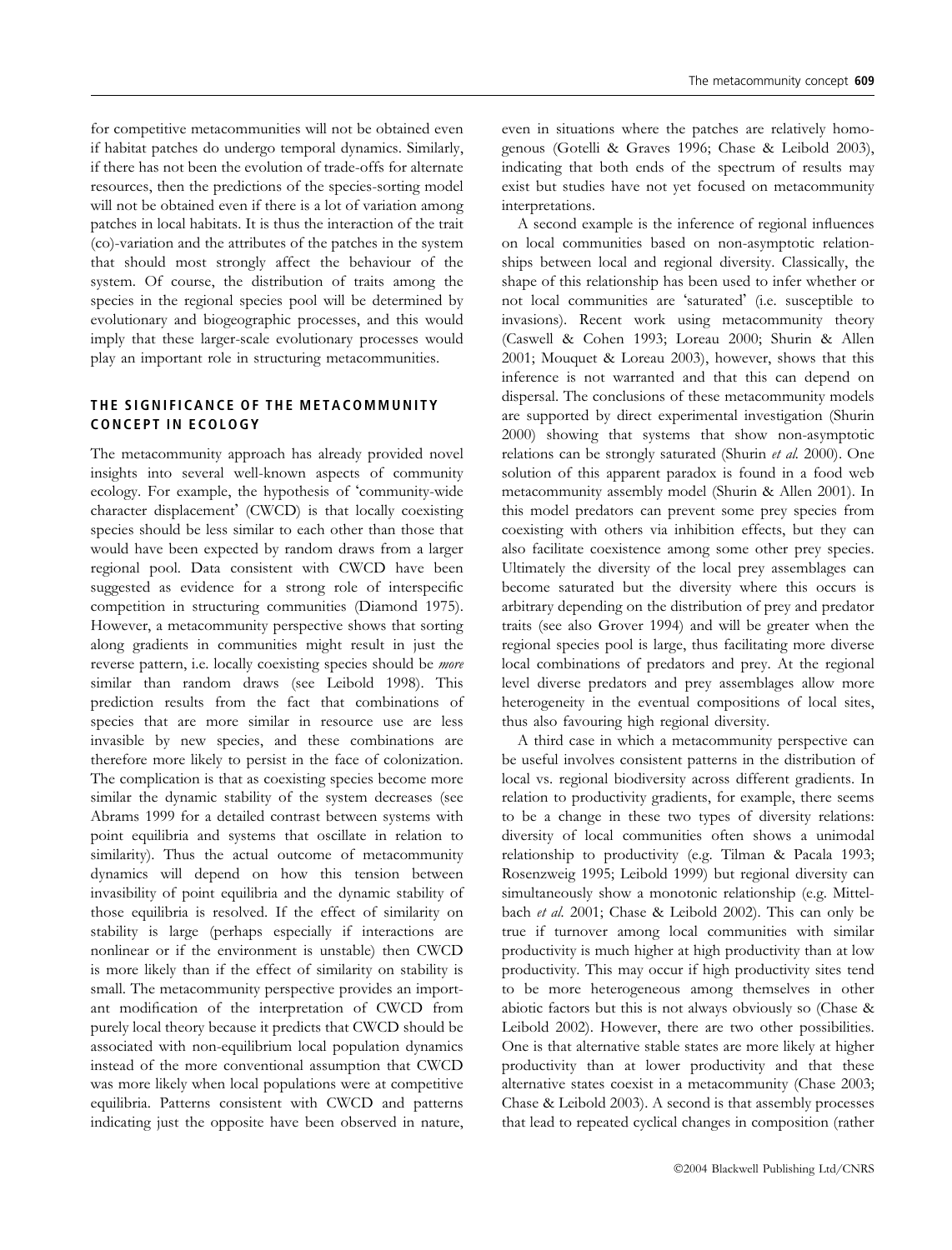for competitive metacommunities will not be obtained even if habitat patches do undergo temporal dynamics. Similarly, if there has not been the evolution of trade-offs for alternate resources, then the predictions of the species-sorting model will not be obtained even if there is a lot of variation among patches in local habitats. It is thus the interaction of the trait (co)-variation and the attributes of the patches in the system that should most strongly affect the behaviour of the system. Of course, the distribution of traits among the species in the regional species pool will be determined by evolutionary and biogeographic processes, and this would imply that these larger-scale evolutionary processes would play an important role in structuring metacommunities.

## THE SIGNIFICANCE OF THE METACOMMUNITY CONCEPT IN ECOLOGY

The metacommunity approach has already provided novel insights into several well-known aspects of community ecology. For example, the hypothesis of 'community-wide character displacement' (CWCD) is that locally coexisting species should be less similar to each other than those that would have been expected by random draws from a larger regional pool. Data consistent with CWCD have been suggested as evidence for a strong role of interspecific competition in structuring communities (Diamond 1975). However, a metacommunity perspective shows that sorting along gradients in communities might result in just the reverse pattern, i.e. locally coexisting species should be *more* similar than random draws (see Leibold 1998). This prediction results from the fact that combinations of species that are more similar in resource use are less invasible by new species, and these combinations are therefore more likely to persist in the face of colonization. The complication is that as coexisting species become more similar the dynamic stability of the system decreases (see Abrams 1999 for a detailed contrast between systems with point equilibria and systems that oscillate in relation to similarity). Thus the actual outcome of metacommunity dynamics will depend on how this tension between invasibility of point equilibria and the dynamic stability of those equilibria is resolved. If the effect of similarity on stability is large (perhaps especially if interactions are nonlinear or if the environment is unstable) then CWCD is more likely than if the effect of similarity on stability is small. The metacommunity perspective provides an important modification of the interpretation of CWCD from purely local theory because it predicts that CWCD should be associated with non-equilibrium local population dynamics instead of the more conventional assumption that CWCD was more likely when local populations were at competitive equilibria. Patterns consistent with CWCD and patterns indicating just the opposite have been observed in nature, even in situations where the patches are relatively homogenous (Gotelli & Graves 1996; Chase & Leibold 2003), indicating that both ends of the spectrum of results may exist but studies have not yet focused on metacommunity interpretations.

A second example is the inference of regional influences on local communities based on non-asymptotic relationships between local and regional diversity. Classically, the shape of this relationship has been used to infer whether or not local communities are 'saturated' (i.e. susceptible to invasions). Recent work using metacommunity theory (Caswell & Cohen 1993; Loreau 2000; Shurin & Allen 2001; Mouquet & Loreau 2003), however, shows that this inference is not warranted and that this can depend on dispersal. The conclusions of these metacommunity models are supported by direct experimental investigation (Shurin 2000) showing that systems that show non-asymptotic relations can be strongly saturated (Shurin *et al.* 2000). One solution of this apparent paradox is found in a food web metacommunity assembly model (Shurin & Allen 2001). In this model predators can prevent some prey species from coexisting with others via inhibition effects, but they can also facilitate coexistence among some other prey species. Ultimately the diversity of the local prey assemblages can become saturated but the diversity where this occurs is arbitrary depending on the distribution of prey and predator traits (see also Grover 1994) and will be greater when the regional species pool is large, thus facilitating more diverse local combinations of predators and prey. At the regional level diverse predators and prey assemblages allow more heterogeneity in the eventual compositions of local sites, thus also favouring high regional diversity.

A third case in which a metacommunity perspective can be useful involves consistent patterns in the distribution of local vs. regional biodiversity across different gradients. In relation to productivity gradients, for example, there seems to be a change in these two types of diversity relations: diversity of local communities often shows a unimodal relationship to productivity (e.g. Tilman & Pacala 1993; Rosenzweig 1995; Leibold 1999) but regional diversity can simultaneously show a monotonic relationship (e.g. Mittelbach *et al.* 2001; Chase & Leibold 2002). This can only be true if turnover among local communities with similar productivity is much higher at high productivity than at low productivity. This may occur if high productivity sites tend to be more heterogeneous among themselves in other abiotic factors but this is not always obviously so (Chase & Leibold 2002). However, there are two other possibilities. One is that alternative stable states are more likely at higher productivity than at lower productivity and that these alternative states coexist in a metacommunity (Chase 2003; Chase & Leibold 2003). A second is that assembly processes that lead to repeated cyclical changes in composition (rather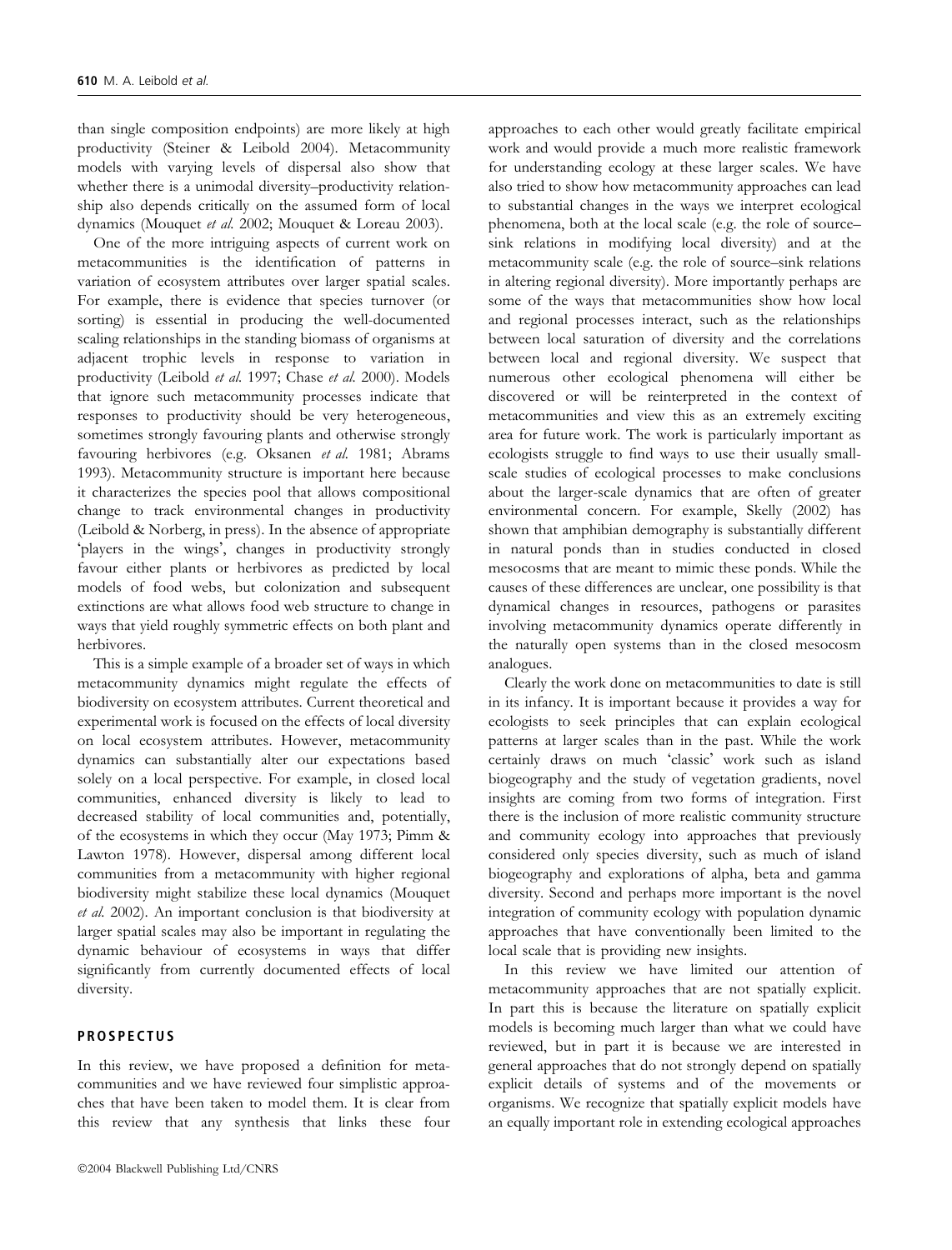than single composition endpoints) are more likely at high productivity (Steiner & Leibold 2004). Metacommunity models with varying levels of dispersal also show that whether there is a unimodal diversity–productivity relationship also depends critically on the assumed form of local dynamics (Mouquet *et al.* 2002; Mouquet & Loreau 2003).

One of the more intriguing aspects of current work on metacommunities is the identification of patterns in variation of ecosystem attributes over larger spatial scales. For example, there is evidence that species turnover (or sorting) is essential in producing the well-documented scaling relationships in the standing biomass of organisms at adjacent trophic levels in response to variation in productivity (Leibold *et al.* 1997; Chase *et al.* 2000). Models that ignore such metacommunity processes indicate that responses to productivity should be very heterogeneous, sometimes strongly favouring plants and otherwise strongly favouring herbivores (e.g. Oksanen *et al.* 1981; Abrams 1993). Metacommunity structure is important here because it characterizes the species pool that allows compositional change to track environmental changes in productivity (Leibold & Norberg, in press). In the absence of appropriate 'players in the wings', changes in productivity strongly favour either plants or herbivores as predicted by local models of food webs, but colonization and subsequent extinctions are what allows food web structure to change in ways that yield roughly symmetric effects on both plant and herbivores.

This is a simple example of a broader set of ways in which metacommunity dynamics might regulate the effects of biodiversity on ecosystem attributes. Current theoretical and experimental work is focused on the effects of local diversity on local ecosystem attributes. However, metacommunity dynamics can substantially alter our expectations based solely on a local perspective. For example, in closed local communities, enhanced diversity is likely to lead to decreased stability of local communities and, potentially, of the ecosystems in which they occur (May 1973; Pimm & Lawton 1978). However, dispersal among different local communities from a metacommunity with higher regional biodiversity might stabilize these local dynamics (Mouquet *et al.* 2002). An important conclusion is that biodiversity at larger spatial scales may also be important in regulating the dynamic behaviour of ecosystems in ways that differ significantly from currently documented effects of local diversity.

## PROSPECTUS

In this review, we have proposed a definition for metacommunities and we have reviewed four simplistic approaches that have been taken to model them. It is clear from this review that any synthesis that links these four approaches to each other would greatly facilitate empirical work and would provide a much more realistic framework for understanding ecology at these larger scales. We have also tried to show how metacommunity approaches can lead to substantial changes in the ways we interpret ecological phenomena, both at the local scale (e.g. the role of source–sink relations in modifying local diversity) and at the metacommunity scale (e.g. the role of source–sink relations in altering regional diversity). More importantly perhaps are some of the ways that metacommunities show how local and regional processes interact, such as the relationships between local saturation of diversity and the correlations between local and regional diversity. We suspect that numerous other ecological phenomena will either be discovered or will be reinterpreted in the context of metacommunities and view this as an extremely exciting area for future work. The work is particularly important as ecologists struggle to find ways to use their usually small-scale studies of ecological processes to make conclusions about the larger-scale dynamics that are often of greater environmental concern. For example, Skelly (2002) has shown that amphibian demography is substantially different in natural ponds than in studies conducted in closed mesocosms that are meant to mimic these ponds. While the causes of these differences are unclear, one possibility is that dynamical changes in resources, pathogens or parasites involving metacommunity dynamics operate differently in the naturally open systems than in the closed mesocosm analogues.

Clearly the work done on metacommunities to date is still in its infancy. It is important because it provides a way for ecologists to seek principles that can explain ecological patterns at larger scales than in the past. While the work certainly draws on much 'classic' work such as island biogeography and the study of vegetation gradients, novel insights are coming from two forms of integration. First there is the inclusion of more realistic community structure and community ecology into approaches that previously considered only species diversity, such as much of island biogeography and explorations of alpha, beta and gamma diversity. Second and perhaps more important is the novel integration of community ecology with population dynamic approaches that have conventionally been limited to the local scale that is providing new insights.

In this review we have limited our attention of metacommunity approaches that are not spatially explicit. In part this is because the literature on spatially explicit models is becoming much larger than what we could have reviewed, but in part it is because we are interested in general approaches that do not strongly depend on spatially explicit details of systems and of the movements or organisms. We recognize that spatially explicit models have an equally important role in extending ecological approaches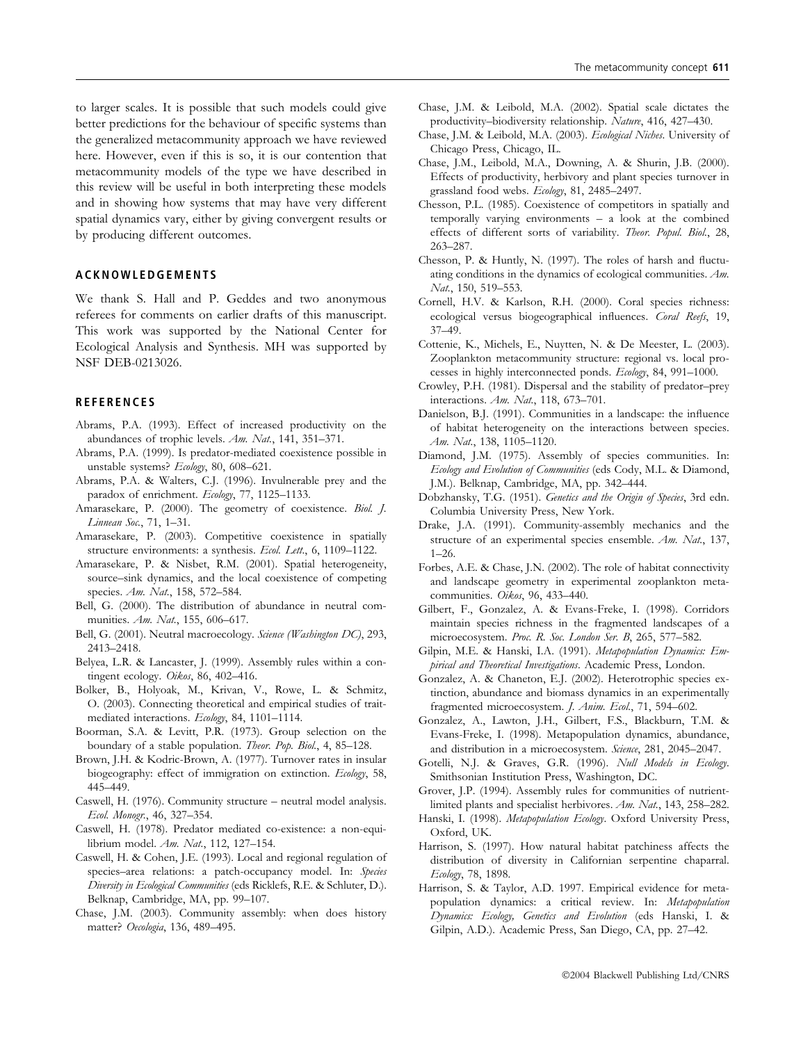to larger scales. It is possible that such models could give better predictions for the behaviour of specific systems than the generalized metacommunity approach we have reviewed here. However, even if this is so, it is our contention that metacommunity models of the type we have described in this review will be useful in both interpreting these models and in showing how systems that may have very different spatial dynamics vary, either by giving convergent results or by producing different outcomes.

## ACKNOWLEDGEMENTS

We thank S. Hall and P. Geddes and two anonymous referees for comments on earlier drafts of this manuscript. This work was supported by the National Center for Ecological Analysis and Synthesis. MH was supported by NSF DEB-0213026.

## REFERENCES

Abrams, P.A. (1993). Effect of increased productivity on the abundances of trophic levels. *Am. Nat.*, 141, 351–371.

Abrams, P.A. (1999). Is predator-mediated coexistence possible in unstable systems? *Ecology*, 80, 608–621.

Abrams, P.A. & Walters, C.J. (1996). Invulnerable prey and the paradox of enrichment. *Ecology*, 77, 1125–1133.

Amarasekare, P. (2000). The geometry of coexistence. *Biol. J. Linnean Soc.*, 71, 1–31.

Amarasekare, P. (2003). Competitive coexistence in spatially structure environments: a synthesis. *Ecol. Lett.*, 6, 1109–1122.

Amarasekare, P. & Nisbet, R.M. (2001). Spatial heterogeneity, source–sink dynamics, and the local coexistence of competing species. *Am. Nat.*, 158, 572–584.

Bell, G. (2000). The distribution of abundance in neutral communities. *Am. Nat.*, 155, 606–617.

Bell, G. (2001). Neutral macroecology. *Science (Washington DC)*, 293, 2413–2418.

Belyea, L.R. & Lancaster, J. (1999). Assembly rules within a contingent ecology. *Oikos*, 86, 402–416.

Bolker, B., Holyoak, M., Krivan, V., Rowe, L. & Schmitz, O. (2003). Connecting theoretical and empirical studies of trait-mediated interactions. *Ecology*, 84, 1101–1114.

Boorman, S.A. & Levitt, P.R. (1973). Group selection on the boundary of a stable population. *Theor. Pop. Biol.*, 4, 85–128.

Brown, J.H. & Kodric-Brown, A. (1977). Turnover rates in insular biogeography: effect of immigration on extinction. *Ecology*, 58, 445–449.

Caswell, H. (1976). Community structure – neutral model analysis. *Ecol. Monogr.*, 46, 327–354.

Caswell, H. (1978). Predator mediated co-existence: a non-equilibrium model. *Am. Nat.*, 112, 127–154.

Caswell, H. & Cohen, J.E. (1993). Local and regional regulation of species–area relations: a patch-occupancy model. In: *Species Diversity in Ecological Communities* (eds Ricklefs, R.E. & Schluter, D.). Belknap, Cambridge, MA, pp. 99–107.

Chase, J.M. (2003). Community assembly: when does history matter? *Oecologia*, 136, 489–495.

Chase, J.M. & Leibold, M.A. (2002). Spatial scale dictates the productivity–biodiversity relationship. *Nature*, 416, 427–430.

Chase, J.M. & Leibold, M.A. (2003). *Ecological Niches*. University of Chicago Press, Chicago, IL.

Chase, J.M., Leibold, M.A., Downing, A. & Shurin, J.B. (2000). Effects of productivity, herbivory and plant species turnover in grassland food webs. *Ecology*, 81, 2485–2497.

Chesson, P.L. (1985). Coexistence of competitors in spatially and temporally varying environments – a look at the combined effects of different sorts of variability. *Theor. Popul. Biol.*, 28, 263–287.

Chesson, P. & Huntly, N. (1997). The roles of harsh and fluctuating conditions in the dynamics of ecological communities. *Am. Nat.*, 150, 519–553.

Cornell, H.V. & Karlson, R.H. (2000). Coral species richness: ecological versus biogeographical influences. *Coral Reefs*, 19, 37–49.

Cottenie, K., Michels, E., Nuytten, N. & De Meester, L. (2003). Zooplankton metacommunity structure: regional vs. local processes in highly interconnected ponds. *Ecology*, 84, 991–1000.

Crowley, P.H. (1981). Dispersal and the stability of predator–prey interactions. *Am. Nat.*, 118, 673–701.

Danielson, B.J. (1991). Communities in a landscape: the influence of habitat heterogeneity on the interactions between species. *Am. Nat.*, 138, 1105–1120.

Diamond, J.M. (1975). Assembly of species communities. In: *Ecology and Evolution of Communities* (eds Cody, M.L. & Diamond, J.M.). Belknap, Cambridge, MA, pp. 342–444.

Dobzhansky, T.G. (1951). *Genetics and the Origin of Species*, 3rd edn. Columbia University Press, New York.

Drake, J.A. (1991). Community-assembly mechanics and the structure of an experimental species ensemble. *Am. Nat.*, 137, 1–26.

Forbes, A.E. & Chase, J.N. (2002). The role of habitat connectivity and landscape geometry in experimental zooplankton metacommunities. *Oikos*, 96, 433–440.

Gilbert, F., Gonzalez, A. & Evans-Freke, I. (1998). Corridors maintain species richness in the fragmented landscapes of a microecosystem. *Proc. R. Soc. London Ser. B*, 265, 577–582.

Gilpin, M.E. & Hanski, I.A. (1991). *Metapopulation Dynamics: Empirical and Theoretical Investigations*. Academic Press, London.

Gonzalez, A. & Chaneton, E.J. (2002). Heterotrophic species extinction, abundance and biomass dynamics in an experimentally fragmented microecosystem. *J. Anim. Ecol.*, 71, 594–602.

Gonzalez, A., Lawton, J.H., Gilbert, F.S., Blackburn, T.M. & Evans-Freke, I. (1998). Metapopulation dynamics, abundance, and distribution in a microecosystem. *Science*, 281, 2045–2047.

Gotelli, N.J. & Graves, G.R. (1996). *Null Models in Ecology*. Smithsonian Institution Press, Washington, DC.

Grover, J.P. (1994). Assembly rules for communities of nutrient-limited plants and specialist herbivores. *Am. Nat.*, 143, 258–282.

Hanski, I. (1998). *Metapopulation Ecology*. Oxford University Press, Oxford, UK.

Harrison, S. (1997). How natural habitat patchiness affects the distribution of diversity in Californian serpentine chaparral. *Ecology*, 78, 1898.

Harrison, S. & Taylor, A.D. 1997. Empirical evidence for metapopulation dynamics: a critical review. In: *Metapopulation Dynamics: Ecology, Genetics and Evolution* (eds Hanski, I. & Gilpin, A.D.). Academic Press, San Diego, CA, pp. 27–42.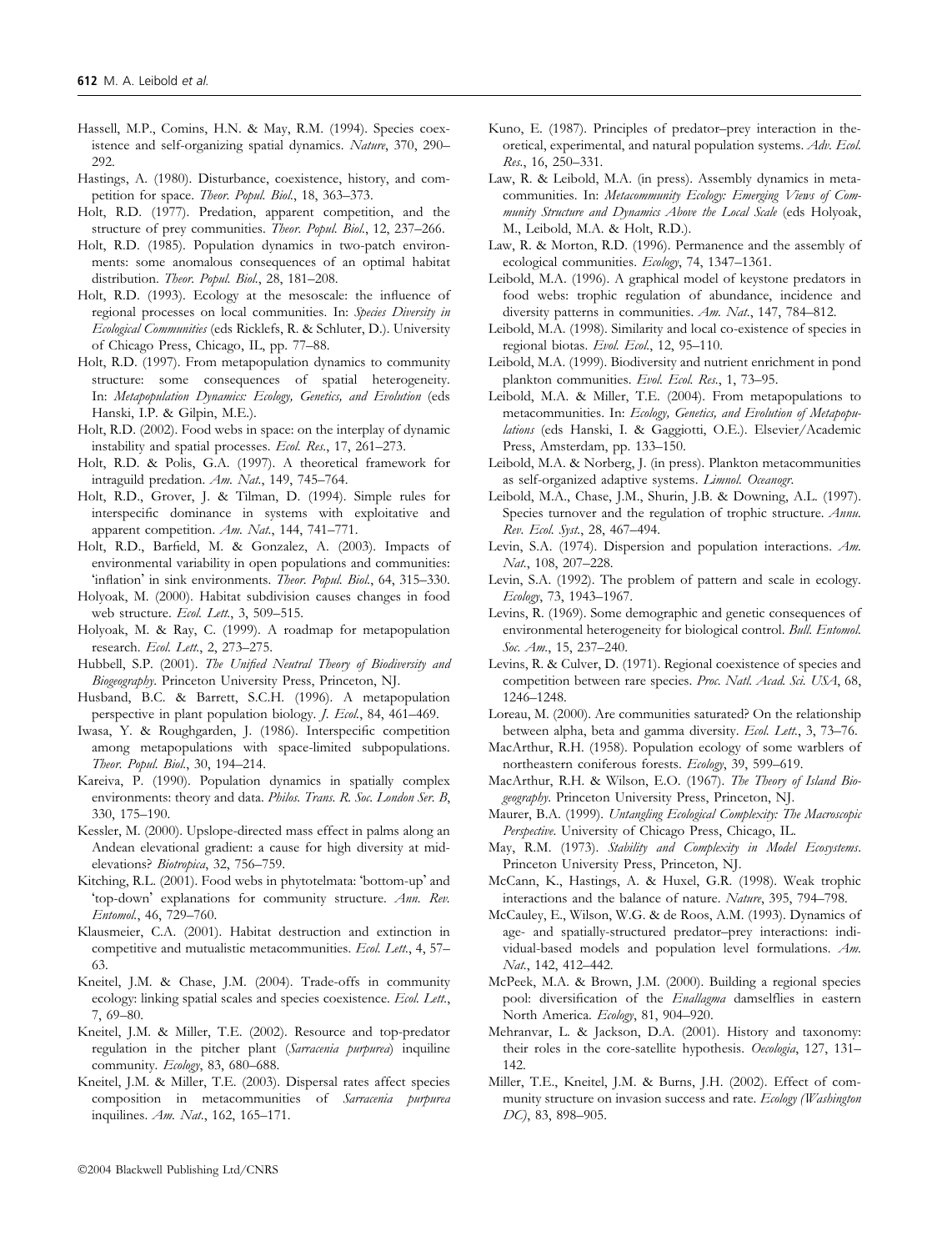Hassell, M.P., Comins, H.N. & May, R.M. (1994). Species coexistence and self-organizing spatial dynamics. *Nature*, 370, 290–292.

Hastings, A. (1980). Disturbance, coexistence, history, and competition for space. *Theor. Popul. Biol.*, 18, 363–373.

Holt, R.D. (1977). Predation, apparent competition, and the structure of prey communities. *Theor. Popul. Biol.*, 12, 237–266.

Holt, R.D. (1985). Population dynamics in two-patch environments: some anomalous consequences of an optimal habitat distribution. *Theor. Popul. Biol.*, 28, 181–208.

Holt, R.D. (1993). Ecology at the mesoscale: the influence of regional processes on local communities. In: *Species Diversity in Ecological Communities* (eds Ricklefs, R. & Schluter, D.). University of Chicago Press, Chicago, IL, pp. 77–88.

Holt, R.D. (1997). From metapopulation dynamics to community structure: some consequences of spatial heterogeneity. In: *Metapopulation Dynamics: Ecology, Genetics, and Evolution* (eds Hanski, I.P. & Gilpin, M.E.).

Holt, R.D. (2002). Food webs in space: on the interplay of dynamic instability and spatial processes. *Ecol. Res.*, 17, 261–273.

Holt, R.D. & Polis, G.A. (1997). A theoretical framework for intraguild predation. *Am. Nat.*, 149, 745–764.

Holt, R.D., Grover, J. & Tilman, D. (1994). Simple rules for interspecific dominance in systems with exploitative and apparent competition. *Am. Nat.*, 144, 741–771.

Holt, R.D., Barfield, M. & Gonzalez, A. (2003). Impacts of environmental variability in open populations and communities: 'inflation' in sink environments. *Theor. Popul. Biol.*, 64, 315–330.

Holyoak, M. (2000). Habitat subdivision causes changes in food web structure. *Ecol. Lett.*, 3, 509–515.

Holyoak, M. & Ray, C. (1999). A roadmap for metapopulation research. *Ecol. Lett.*, 2, 273–275.

Hubbell, S.P. (2001). *The Unified Neutral Theory of Biodiversity and Biogeography*. Princeton University Press, Princeton, NJ.

Husband, B.C. & Barrett, S.C.H. (1996). A metapopulation perspective in plant population biology. *J. Ecol.*, 84, 461–469.

Iwasa, Y. & Roughgarden, J. (1986). Interspecific competition among metapopulations with space-limited subpopulations. *Theor. Popul. Biol.*, 30, 194–214.

Kareiva, P. (1990). Population dynamics in spatially complex environments: theory and data. *Philos. Trans. R. Soc. London Ser. B*, 330, 175–190.

Kessler, M. (2000). Upslope-directed mass effect in palms along an Andean elevational gradient: a cause for high diversity at mid-elevations? *Biotropica*, 32, 756–759.

Kitching, R.L. (2001). Food webs in phytotelmata: 'bottom-up' and 'top-down' explanations for community structure. *Ann. Rev. Entomol.*, 46, 729–760.

Klausmeier, C.A. (2001). Habitat destruction and extinction in competitive and mutualistic metacommunities. *Ecol. Lett.*, 4, 57–63.

Kneitel, J.M. & Chase, J.M. (2004). Trade-offs in community ecology: linking spatial scales and species coexistence. *Ecol. Lett.*, 7, 69–80.

Kneitel, J.M. & Miller, T.E. (2002). Resource and top-predator regulation in the pitcher plant (*Sarracenia purpurea*) inquiline community. *Ecology*, 83, 680–688.

Kneitel, J.M. & Miller, T.E. (2003). Dispersal rates affect species composition in metacommunities of *Sarracenia purpurea* inquilines. *Am. Nat.*, 162, 165–171.

Kuno, E. (1987). Principles of predator–prey interaction in theoretical, experimental, and natural population systems. *Adv. Ecol. Res.*, 16, 250–331.

Law, R. & Leibold, M.A. (in press). Assembly dynamics in metacommunities. In: *Metacommunity Ecology: Emerging Views of Community Structure and Dynamics Above the Local Scale* (eds Holyoak, M., Leibold, M.A. & Holt, R.D.).

Law, R. & Morton, R.D. (1996). Permanence and the assembly of ecological communities. *Ecology*, 74, 1347–1361.

Leibold, M.A. (1996). A graphical model of keystone predators in food webs: trophic regulation of abundance, incidence and diversity patterns in communities. *Am. Nat.*, 147, 784–812.

Leibold, M.A. (1998). Similarity and local co-existence of species in regional biotas. *Evol. Ecol.*, 12, 95–110.

Leibold, M.A. (1999). Biodiversity and nutrient enrichment in pond plankton communities. *Evol. Ecol. Res.*, 1, 73–95.

Leibold, M.A. & Miller, T.E. (2004). From metapopulations to metacommunities. In: *Ecology, Genetics, and Evolution of Metapopulations* (eds Hanski, I. & Gaggiotti, O.E.). Elsevier/Academic Press, Amsterdam, pp. 133–150.

Leibold, M.A. & Norberg, J. (in press). Plankton metacommunities as self-organized adaptive systems. *Limnol. Oceanogr.*

Leibold, M.A., Chase, J.M., Shurin, J.B. & Downing, A.L. (1997). Species turnover and the regulation of trophic structure. *Annu. Rev. Ecol. Syst.*, 28, 467–494.

Levin, S.A. (1974). Dispersion and population interactions. *Am. Nat.*, 108, 207–228.

Levin, S.A. (1992). The problem of pattern and scale in ecology. *Ecology*, 73, 1943–1967.

Levins, R. (1969). Some demographic and genetic consequences of environmental heterogeneity for biological control. *Bull. Entomol. Soc. Am.*, 15, 237–240.

Levins, R. & Culver, D. (1971). Regional coexistence of species and competition between rare species. *Proc. Natl. Acad. Sci. USA*, 68, 1246–1248.

Loreau, M. (2000). Are communities saturated? On the relationship between alpha, beta and gamma diversity. *Ecol. Lett.*, 3, 73–76.

MacArthur, R.H. (1958). Population ecology of some warblers of northeastern coniferous forests. *Ecology*, 39, 599–619.

MacArthur, R.H. & Wilson, E.O. (1967). *The Theory of Island Biogeography*. Princeton University Press, Princeton, NJ.

Maurer, B.A. (1999). *Untangling Ecological Complexity: The Macroscopic Perspective*. University of Chicago Press, Chicago, IL.

May, R.M. (1973). *Stability and Complexity in Model Ecosystems*. Princeton University Press, Princeton, NJ.

McCann, K., Hastings, A. & Huxel, G.R. (1998). Weak trophic interactions and the balance of nature. *Nature*, 395, 794–798.

McCauley, E., Wilson, W.G. & de Roos, A.M. (1993). Dynamics of age- and spatially-structured predator–prey interactions: individual-based models and population level formulations. *Am. Nat.*, 142, 412–442.

McPeek, M.A. & Brown, J.M. (2000). Building a regional species pool: diversification of the *Enallagma* damselflies in eastern North America. *Ecology*, 81, 904–920.

Mehranvar, L. & Jackson, D.A. (2001). History and taxonomy: their roles in the core-satellite hypothesis. *Oecologia*, 127, 131–142.

Miller, T.E., Kneitel, J.M. & Burns, J.H. (2002). Effect of community structure on invasion success and rate. *Ecology (Washington DC)*, 83, 898–905.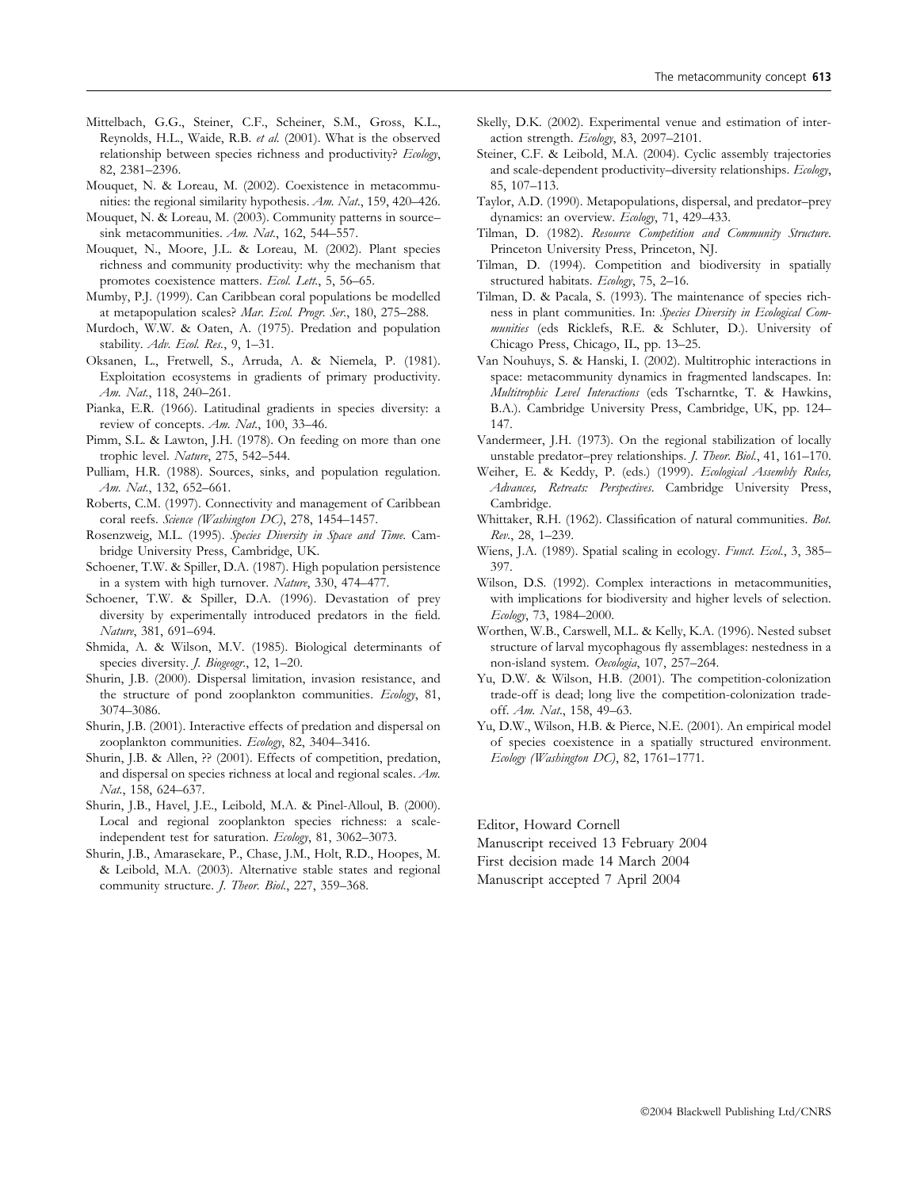Mittelbach, G.G., Steiner, C.F., Scheiner, S.M., Gross, K.L., Reynolds, H.L., Waide, R.B. *et al.* (2001). What is the observed relationship between species richness and productivity? *Ecology*, 82, 2381–2396.

Mouquet, N. & Loreau, M. (2002). Coexistence in metacommunities: the regional similarity hypothesis. *Am. Nat.*, 159, 420–426.

Mouquet, N. & Loreau, M. (2003). Community patterns in source–sink metacommunities. *Am. Nat.*, 162, 544–557.

Mouquet, N., Moore, J.L. & Loreau, M. (2002). Plant species richness and community productivity: why the mechanism that promotes coexistence matters. *Ecol. Lett.*, 5, 56–65.

Mumby, P.J. (1999). Can Caribbean coral populations be modelled at metapopulation scales? *Mar. Ecol. Progr. Ser.*, 180, 275–288.

Murdoch, W.W. & Oaten, A. (1975). Predation and population stability. *Adv. Ecol. Res.*, 9, 1–31.

Oksanen, L., Fretwell, S., Arruda, A. & Niemela, P. (1981). Exploitation ecosystems in gradients of primary productivity. *Am. Nat.*, 118, 240–261.

Pianka, E.R. (1966). Latitudinal gradients in species diversity: a review of concepts. *Am. Nat.*, 100, 33–46.

Pimm, S.L. & Lawton, J.H. (1978). On feeding on more than one trophic level. *Nature*, 275, 542–544.

Pulliam, H.R. (1988). Sources, sinks, and population regulation. *Am. Nat.*, 132, 652–661.

Roberts, C.M. (1997). Connectivity and management of Caribbean coral reefs. *Science (Washington DC)*, 278, 1454–1457.

Rosenzweig, M.L. (1995). *Species Diversity in Space and Time*. Cambridge University Press, Cambridge, UK.

Schoener, T.W. & Spiller, D.A. (1987). High population persistence in a system with high turnover. *Nature*, 330, 474–477.

Schoener, T.W. & Spiller, D.A. (1996). Devastation of prey diversity by experimentally introduced predators in the field. *Nature*, 381, 691–694.

Shmida, A. & Wilson, M.V. (1985). Biological determinants of species diversity. *J. Biogeogr.*, 12, 1–20.

Shurin, J.B. (2000). Dispersal limitation, invasion resistance, and the structure of pond zooplankton communities. *Ecology*, 81, 3074–3086.

Shurin, J.B. (2001). Interactive effects of predation and dispersal on zooplankton communities. *Ecology*, 82, 3404–3416.

Shurin, J.B. & Allen, ?? (2001). Effects of competition, predation, and dispersal on species richness at local and regional scales. *Am. Nat.*, 158, 624–637.

Shurin, J.B., Havel, J.E., Leibold, M.A. & Pinel-Alloul, B. (2000). Local and regional zooplankton species richness: a scale-independent test for saturation. *Ecology*, 81, 3062–3073.

Shurin, J.B., Amarasekare, P., Chase, J.M., Holt, R.D., Hoopes, M. & Leibold, M.A. (2003). Alternative stable states and regional community structure. *J. Theor. Biol.*, 227, 359–368.

Skelly, D.K. (2002). Experimental venue and estimation of interaction strength. *Ecology*, 83, 2097–2101.

Steiner, C.F. & Leibold, M.A. (2004). Cyclic assembly trajectories and scale-dependent productivity–diversity relationships. *Ecology*, 85, 107–113.

Taylor, A.D. (1990). Metapopulations, dispersal, and predator–prey dynamics: an overview. *Ecology*, 71, 429–433.

Tilman, D. (1982). *Resource Competition and Community Structure*. Princeton University Press, Princeton, NJ.

Tilman, D. (1994). Competition and biodiversity in spatially structured habitats. *Ecology*, 75, 2–16.

Tilman, D. & Pacala, S. (1993). The maintenance of species richness in plant communities. In: *Species Diversity in Ecological Communities* (eds Ricklefs, R.E. & Schluter, D.). University of Chicago Press, Chicago, IL, pp. 13–25.

Van Nouhuys, S. & Hanski, I. (2002). Multitrophic interactions in space: metacommunity dynamics in fragmented landscapes. In: *Multitrophic Level Interactions* (eds Tscharntke, T. & Hawkins, B.A.). Cambridge University Press, Cambridge, UK, pp. 124–147.

Vandermeer, J.H. (1973). On the regional stabilization of locally unstable predator–prey relationships. *J. Theor. Biol.*, 41, 161–170.

Weiher, E. & Keddy, P. (eds.) (1999). *Ecological Assembly Rules, Advances, Retreats: Perspectives*. Cambridge University Press, Cambridge.

Whittaker, R.H. (1962). Classification of natural communities. *Bot. Rev.*, 28, 1–239.

Wiens, J.A. (1989). Spatial scaling in ecology. *Funct. Ecol.*, 3, 385–397.

Wilson, D.S. (1992). Complex interactions in metacommunities, with implications for biodiversity and higher levels of selection. *Ecology*, 73, 1984–2000.

Worthen, W.B., Carswell, M.L. & Kelly, K.A. (1996). Nested subset structure of larval mycophagous fly assemblages: nestedness in a non-island system. *Oecologia*, 107, 257–264.

Yu, D.W. & Wilson, H.B. (2001). The competition-colonization trade-off is dead; long live the competition-colonization trade-off. *Am. Nat.*, 158, 49–63.

Yu, D.W., Wilson, H.B. & Pierce, N.E. (2001). An empirical model of species coexistence in a spatially structured environment. *Ecology (Washington DC)*, 82, 1761–1771.

Editor, Howard Cornell
Manuscript received 13 February 2004
First decision made 14 March 2004
Manuscript accepted 7 April 2004